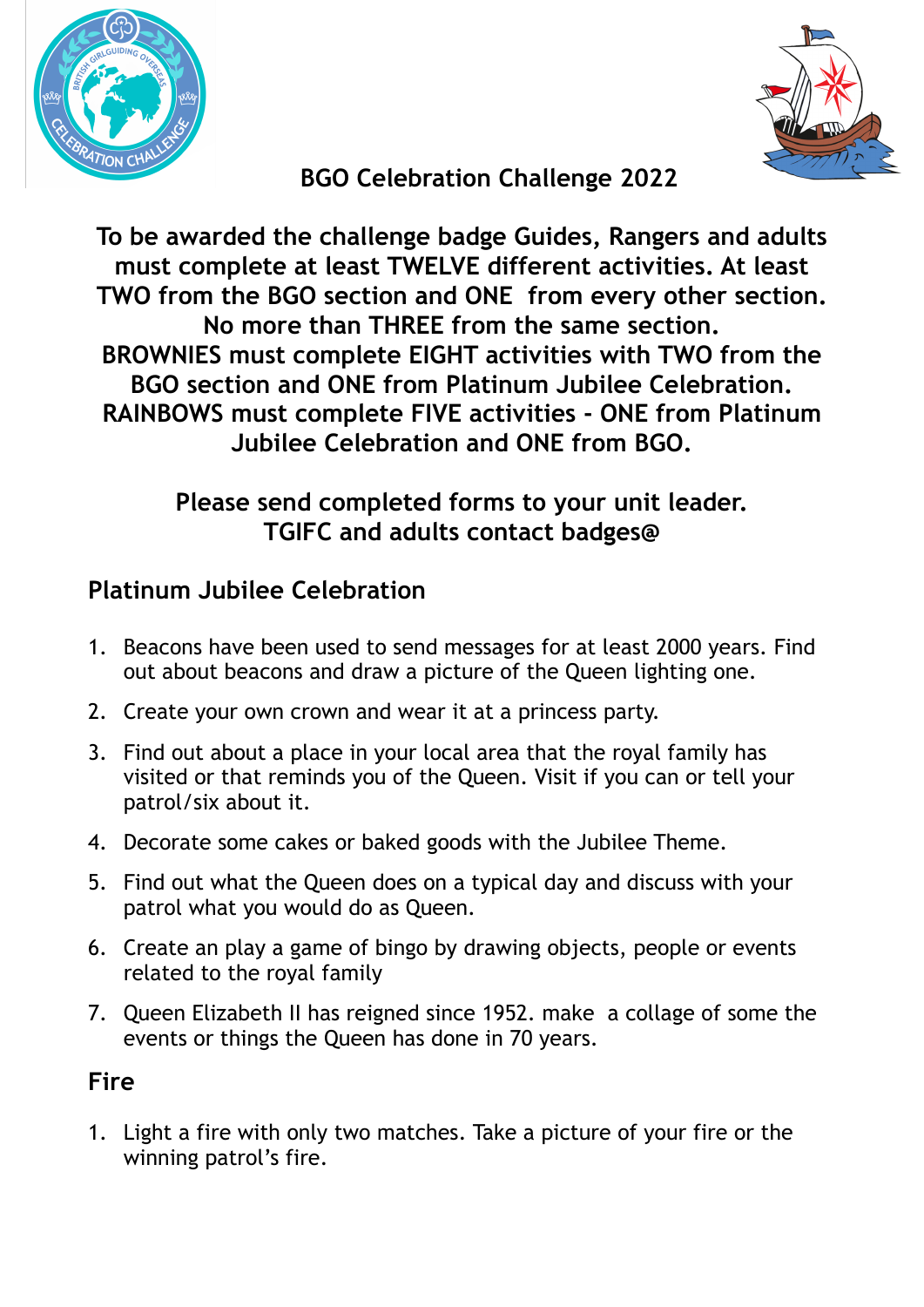# BGO Celebration Challenge 2022

**To be awarded the challenge badge Guides, Rangers and adults must complete at least TWELVE different activities. At least TWO from the BGO section and ONE from every other section. No more than THREE from the same section.**
**BROWNIES must complete EIGHT activities with TWO from the BGO section and ONE from Platinum Jubilee Celebration.**
**RAINBOWS must complete FIVE activities - ONE from Platinum Jubilee Celebration and ONE from BGO.**

**Please send completed forms to your unit leader.**
**TGIFC and adults contact badges@**

## Platinum Jubilee Celebration

1. Beacons have been used to send messages for at least 2000 years. Find out about beacons and draw a picture of the Queen lighting one.
2. Create your own crown and wear it at a princess party.
3. Find out about a place in your local area that the royal family has visited or that reminds you of the Queen. Visit if you can or tell your patrol/six about it.
4. Decorate some cakes or baked goods with the Jubilee Theme.
5. Find out what the Queen does on a typical day and discuss with your patrol what you would do as Queen.
6. Create an play a game of bingo by drawing objects, people or events related to the royal family
7. Queen Elizabeth II has reigned since 1952. make a collage of some the events or things the Queen has done in 70 years.

## Fire

1. Light a fire with only two matches. Take a picture of your fire or the winning patrol's fire.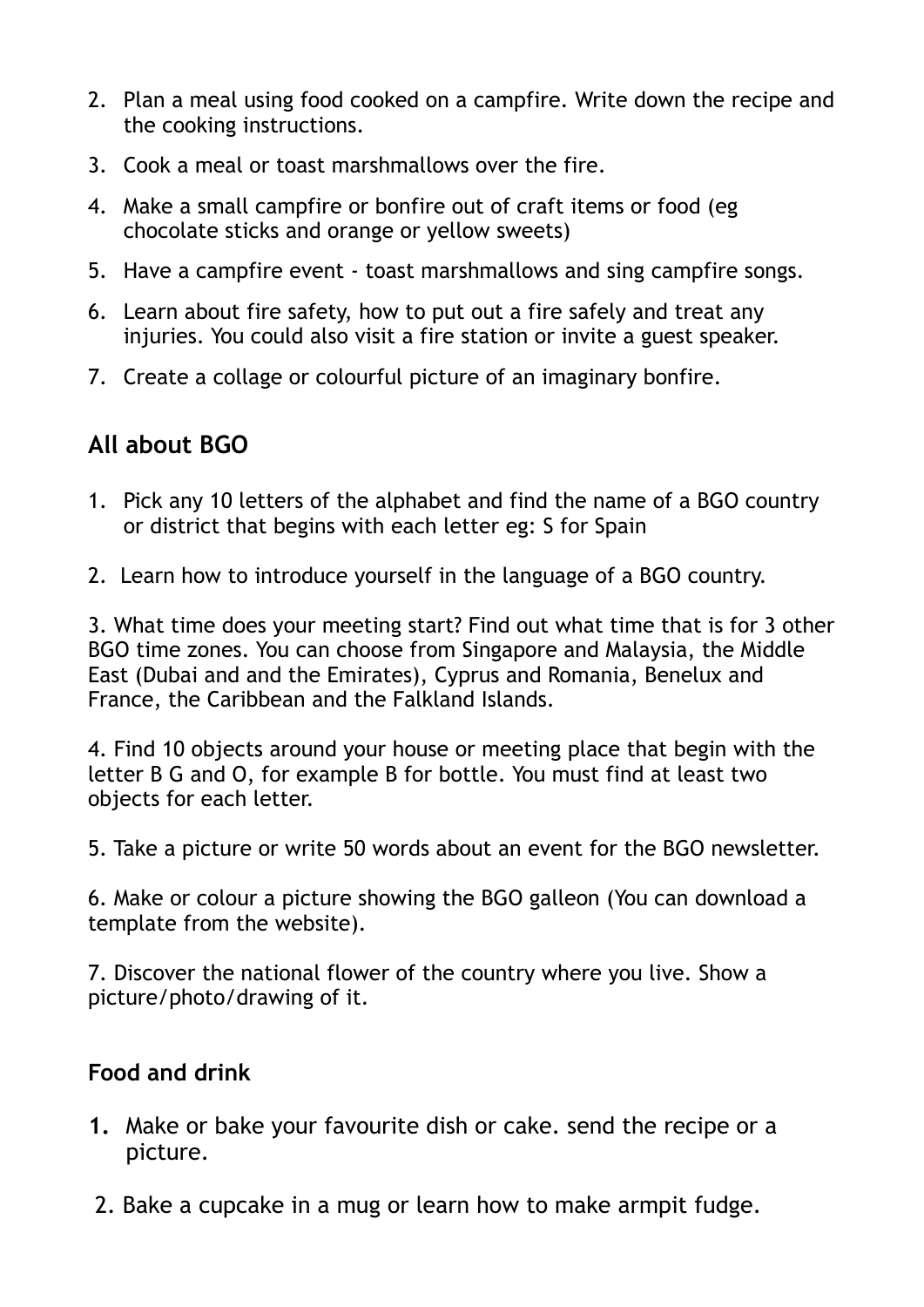2. Plan a meal using food cooked on a campfire. Write down the recipe and the cooking instructions.
3. Cook a meal or toast marshmallows over the fire.
4. Make a small campfire or bonfire out of craft items or food (eg chocolate sticks and orange or yellow sweets)
5. Have a campfire event - toast marshmallows and sing campfire songs.
6. Learn about fire safety, how to put out a fire safely and treat any injuries. You could also visit a fire station or invite a guest speaker.
7. Create a collage or colourful picture of an imaginary bonfire.

## All about BGO

1. Pick any 10 letters of the alphabet and find the name of a BGO country or district that begins with each letter eg: S for Spain

2. Learn how to introduce yourself in the language of a BGO country.

3. What time does your meeting start? Find out what time that is for 3 other BGO time zones. You can choose from Singapore and Malaysia, the Middle East (Dubai and and the Emirates), Cyprus and Romania, Benelux and France, the Caribbean and the Falkland Islands.

4. Find 10 objects around your house or meeting place that begin with the letter B G and O, for example B for bottle. You must find at least two objects for each letter.

5. Take a picture or write 50 words about an event for the BGO newsletter.

6. Make or colour a picture showing the BGO galleon (You can download a template from the website).

7. Discover the national flower of the country where you live. Show a picture/photo/drawing of it.

## Food and drink

1. Make or bake your favourite dish or cake. send the recipe or a picture.

2. Bake a cupcake in a mug or learn how to make armpit fudge.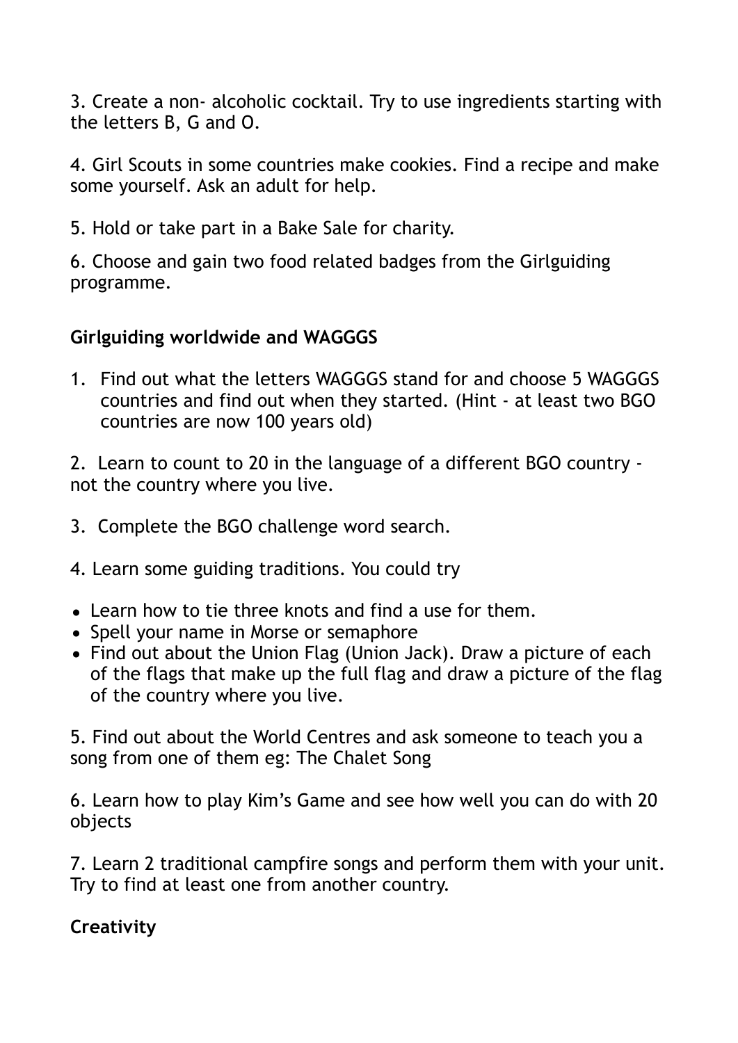3. Create a non- alcoholic cocktail. Try to use ingredients starting with the letters B, G and O.

4. Girl Scouts in some countries make cookies. Find a recipe and make some yourself. Ask an adult for help.

5. Hold or take part in a Bake Sale for charity.

6. Choose and gain two food related badges from the Girlguiding programme.

**Girlguiding worldwide and WAGGGS**

1. Find out what the letters WAGGGS stand for and choose 5 WAGGGS countries and find out when they started. (Hint - at least two BGO countries are now 100 years old)

2. Learn to count to 20 in the language of a different BGO country - not the country where you live.

3. Complete the BGO challenge word search.

4. Learn some guiding traditions. You could try

- Learn how to tie three knots and find a use for them.
- Spell your name in Morse or semaphore
- Find out about the Union Flag (Union Jack). Draw a picture of each of the flags that make up the full flag and draw a picture of the flag of the country where you live.

5. Find out about the World Centres and ask someone to teach you a song from one of them eg: The Chalet Song

6. Learn how to play Kim's Game and see how well you can do with 20 objects

7. Learn 2 traditional campfire songs and perform them with your unit. Try to find at least one from another country.

**Creativity**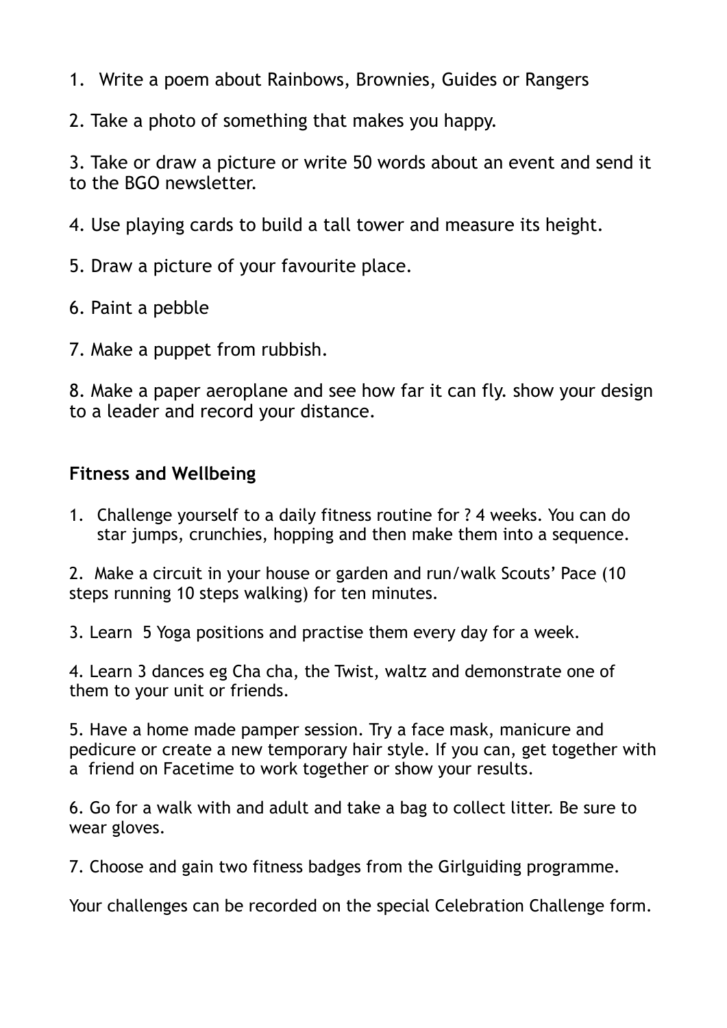1. Write a poem about Rainbows, Brownies, Guides or Rangers

2. Take a photo of something that makes you happy.

3. Take or draw a picture or write 50 words about an event and send it to the BGO newsletter.

4. Use playing cards to build a tall tower and measure its height.

5. Draw a picture of your favourite place.

6. Paint a pebble

7. Make a puppet from rubbish.

8. Make a paper aeroplane and see how far it can fly. show your design to a leader and record your distance.

**Fitness and Wellbeing**

1. Challenge yourself to a daily fitness routine for ? 4 weeks. You can do star jumps, crunchies, hopping and then make them into a sequence.

2. Make a circuit in your house or garden and run/walk Scouts' Pace (10 steps running 10 steps walking) for ten minutes.

3. Learn 5 Yoga positions and practise them every day for a week.

4. Learn 3 dances eg Cha cha, the Twist, waltz and demonstrate one of them to your unit or friends.

5. Have a home made pamper session. Try a face mask, manicure and pedicure or create a new temporary hair style. If you can, get together with a friend on Facetime to work together or show your results.

6. Go for a walk with and adult and take a bag to collect litter. Be sure to wear gloves.

7. Choose and gain two fitness badges from the Girlguiding programme.

Your challenges can be recorded on the special Celebration Challenge form.